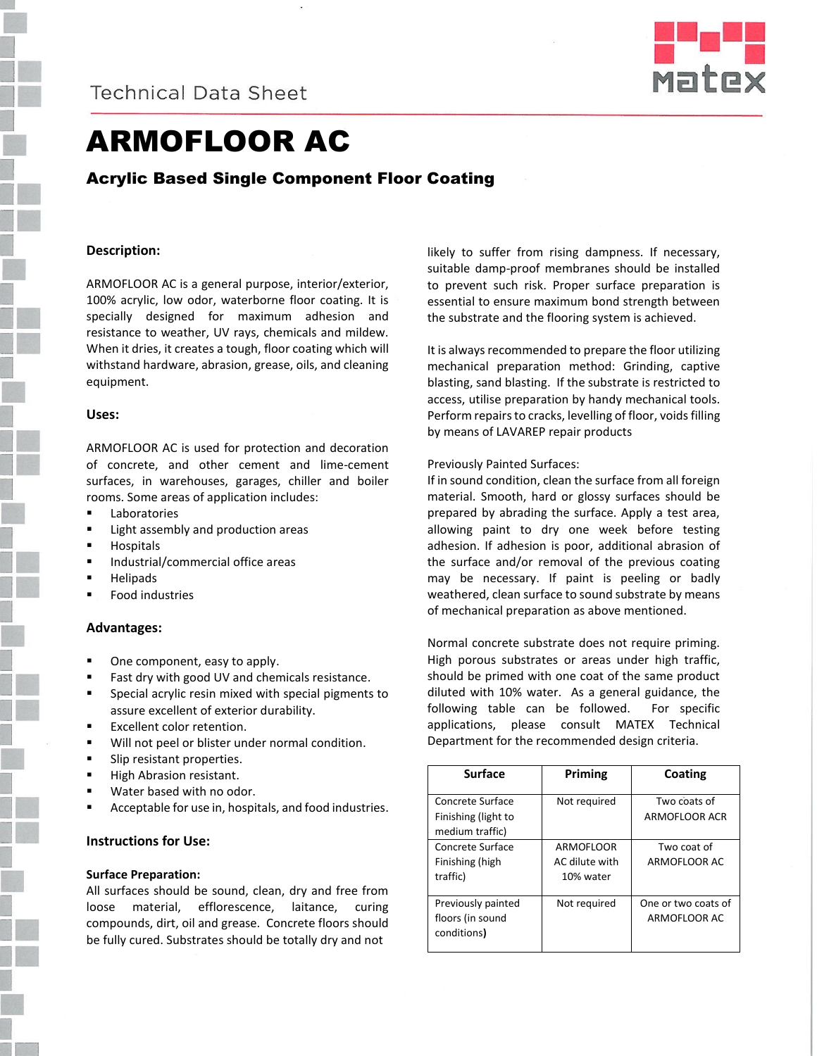Technical Data Sheet

# ARMOFLOOR AC

## Acrylic Based Single Component Floor Coating

### Description:

ARMOFLOOR AC is a general purpose, interior/exterior, 100% acrylic, low odor, waterborne floor coating. It is specially designed for maximum adhesion and resistance to weather, UV rays, chemicals and mildew. When it dries, it creates a tough, floor coating which will withstand hardware, abrasion, grease, oils, and cleaning equipment.

### Uses:

ARMOFLOOR AC is used for protection and decoration of concrete, and other cement and lime-cement surfaces, in warehouses, garages, chiller and boiler rooms. Some areas of application includes:

- Laboratories
- Light assembly and production areas
- Hospitals
- Industrial/commercial office areas
- Helipads
- Food industries

### Advantages:

- One component, easy to apply.
- Fast dry with good UV and chemicals resistance.
- Special acrylic resin mixed with special pigments to assure excellent of exterior durability.
- Excellent color retention.
- Will not peel or blister under normal condition.
- Slip resistant properties.
- High Abrasion resistant.
- Water based with no odor.
- Acceptable for use in, hospitals, and food industries.

### Instructions for Use:

**Surface Preparation:**

All surfaces should be sound, clean, dry and free from loose material, efflorescence, laitance, curing compounds, dirt, oil and grease. Concrete floors should be fully cured. Substrates should be totally dry and not likely to suffer from rising dampness. If necessary, suitable damp-proof membranes should be installed to prevent such risk. Proper surface preparation is essential to ensure maximum bond strength between the substrate and the flooring system is achieved.

It is always recommended to prepare the floor utilizing mechanical preparation method: Grinding, captive blasting, sand blasting. If the substrate is restricted to access, utilise preparation by handy mechanical tools. Perform repairs to cracks, levelling of floor, voids filling by means of LAVAREP repair products

Previously Painted Surfaces:

If in sound condition, clean the surface from all foreign material. Smooth, hard or glossy surfaces should be prepared by abrading the surface. Apply a test area, allowing paint to dry one week before testing adhesion. If adhesion is poor, additional abrasion of the surface and/or removal of the previous coating may be necessary. If paint is peeling or badly weathered, clean surface to sound substrate by means of mechanical preparation as above mentioned.

Normal concrete substrate does not require priming. High porous substrates or areas under high traffic, should be primed with one coat of the same product diluted with 10% water. As a general guidance, the following table can be followed. For specific applications, please consult MATEX Technical Department for the recommended design criteria.

| Surface | Priming | Coating |
|---|---|---|
| Concrete Surface Finishing (light to medium traffic) | Not required | Two coats of ARMOFLOOR ACR |
| Concrete Surface Finishing (high traffic) | ARMOFLOOR AC dilute with 10% water | Two coat of ARMOFLOOR AC |
| Previously painted floors (in sound conditions) | Not required | One or two coats of ARMOFLOOR AC |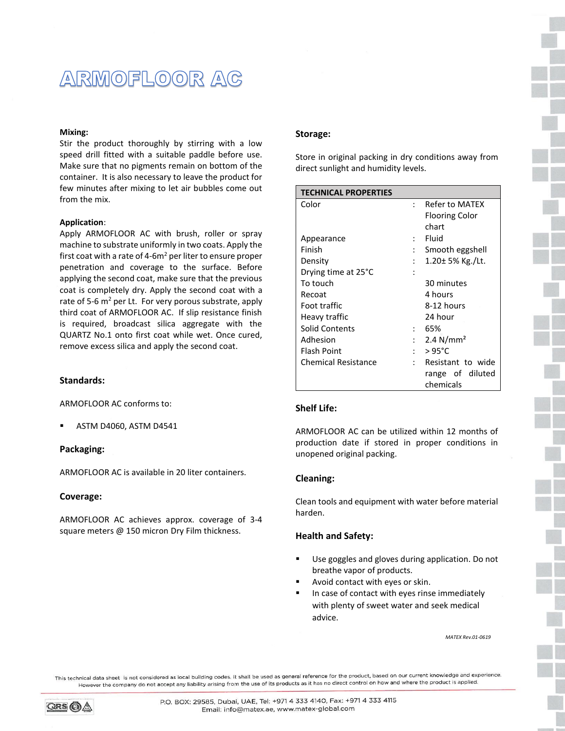# ARMOFLOOR AC

**Mixing:**

Stir the product thoroughly by stirring with a low speed drill fitted with a suitable paddle before use. Make sure that no pigments remain on bottom of the container. It is also necessary to leave the product for few minutes after mixing to let air bubbles come out from the mix.

**Application**:

Apply ARMOFLOOR AC with brush, roller or spray machine to substrate uniformly in two coats. Apply the first coat with a rate of 4-6m$^2$ per liter to ensure proper penetration and coverage to the surface. Before applying the second coat, make sure that the previous coat is completely dry. Apply the second coat with a rate of 5-6 m$^2$ per Lt. For very porous substrate, apply third coat of ARMOFLOOR AC. If slip resistance finish is required, broadcast silica aggregate with the QUARTZ No.1 onto first coat while wet. Once cured, remove excess silica and apply the second coat.

## Standards:

ARMOFLOOR AC conforms to:

- ASTM D4060, ASTM D4541

## Packaging:

ARMOFLOOR AC is available in 20 liter containers.

## Coverage:

ARMOFLOOR AC achieves approx. coverage of 3-4 square meters @ 150 micron Dry Film thickness.

## Storage:

Store in original packing in dry conditions away from direct sunlight and humidity levels.

| TECHNICAL PROPERTIES | | |
|---|---|---|
| Color | : | Refer to MATEX Flooring Color chart |
| Appearance | : | Fluid |
| Finish | : | Smooth eggshell |
| Density | : | 1.20± 5% Kg./Lt. |
| Drying time at 25°C | : | |
| To touch | | 30 minutes |
| Recoat | | 4 hours |
| Foot traffic | | 8-12 hours |
| Heavy traffic | | 24 hour |
| Solid Contents | : | 65% |
| Adhesion | : | 2.4 N/mm$^2$ |
| Flash Point | : | > 95°C |
| Chemical Resistance | : | Resistant to wide range of diluted chemicals |

## Shelf Life:

ARMOFLOOR AC can be utilized within 12 months of production date if stored in proper conditions in unopened original packing.

## Cleaning:

Clean tools and equipment with water before material harden.

## Health and Safety:

- Use goggles and gloves during application. Do not breathe vapor of products.
- Avoid contact with eyes or skin.
- In case of contact with eyes rinse immediately with plenty of sweet water and seek medical advice.

*MATEX Rev.01-0619*

This technical data sheet is not considered as local building codes. It shall be used as general reference for the product, based on our current knowledge and experience. However the company do not accept any liability arising from the use of its products as it has no direct control on how and where the product is applied.

P.O. BOX: 29585, Dubai, UAE, Tel: +971 4 333 4140, Fax: +971 4 333 4115
Email: info@matex.ae, www.matex-global.com